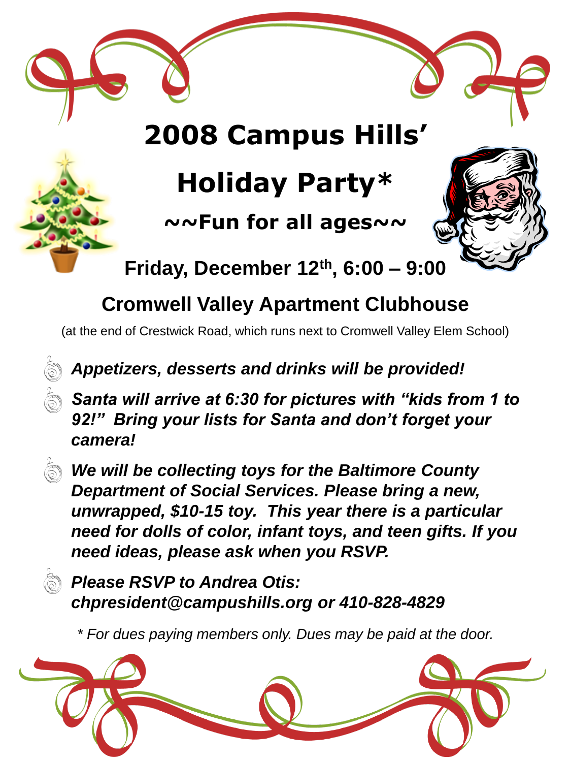# 2008 Campus Hills' Holiday Party*

## ~~Fun for all ages~~

**Friday, December 12th, 6:00 – 9:00**

**Cromwell Valley Apartment Clubhouse**

(at the end of Crestwick Road, which runs next to Cromwell Valley Elem School)

- ***Appetizers, desserts and drinks will be provided!***
- ***Santa will arrive at 6:30 for pictures with "kids from 1 to 92!" Bring your lists for Santa and don't forget your camera!***
- ***We will be collecting toys for the Baltimore County Department of Social Services. Please bring a new, unwrapped, $10-15 toy. This year there is a particular need for dolls of color, infant toys, and teen gifts. If you need ideas, please ask when you RSVP.***
- ***Please RSVP to Andrea Otis: chpresident@campushills.org or 410-828-4829***

*\* For dues paying members only. Dues may be paid at the door.*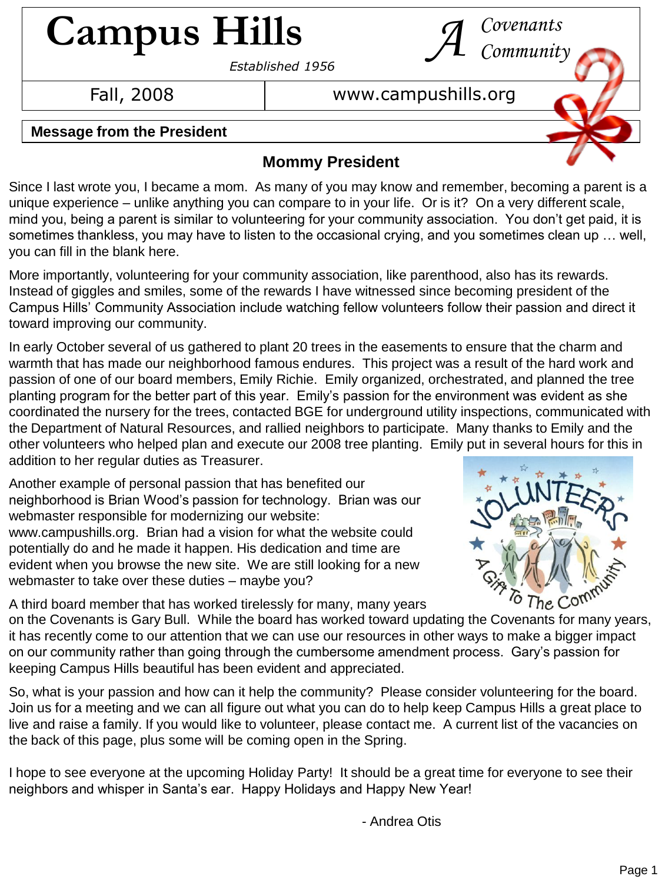# Campus Hills

*Established 1956*

*A Covenants Community*

Fall, 2008 | www.campushills.org

## Message from the President

### Mommy President

Since I last wrote you, I became a mom. As many of you may know and remember, becoming a parent is a unique experience – unlike anything you can compare to in your life. Or is it? On a very different scale, mind you, being a parent is similar to volunteering for your community association. You don't get paid, it is sometimes thankless, you may have to listen to the occasional crying, and you sometimes clean up … well, you can fill in the blank here.

More importantly, volunteering for your community association, like parenthood, also has its rewards. Instead of giggles and smiles, some of the rewards I have witnessed since becoming president of the Campus Hills' Community Association include watching fellow volunteers follow their passion and direct it toward improving our community.

In early October several of us gathered to plant 20 trees in the easements to ensure that the charm and warmth that has made our neighborhood famous endures. This project was a result of the hard work and passion of one of our board members, Emily Richie. Emily organized, orchestrated, and planned the tree planting program for the better part of this year. Emily's passion for the environment was evident as she coordinated the nursery for the trees, contacted BGE for underground utility inspections, communicated with the Department of Natural Resources, and rallied neighbors to participate. Many thanks to Emily and the other volunteers who helped plan and execute our 2008 tree planting. Emily put in several hours for this in addition to her regular duties as Treasurer.

Another example of personal passion that has benefited our neighborhood is Brian Wood's passion for technology. Brian was our webmaster responsible for modernizing our website: www.campushills.org. Brian had a vision for what the website could potentially do and he made it happen. His dedication and time are evident when you browse the new site. We are still looking for a new webmaster to take over these duties – maybe you?

A third board member that has worked tirelessly for many, many years on the Covenants is Gary Bull. While the board has worked toward updating the Covenants for many years, it has recently come to our attention that we can use our resources in other ways to make a bigger impact on our community rather than going through the cumbersome amendment process. Gary's passion for keeping Campus Hills beautiful has been evident and appreciated.

So, what is your passion and how can it help the community? Please consider volunteering for the board. Join us for a meeting and we can all figure out what you can do to help keep Campus Hills a great place to live and raise a family. If you would like to volunteer, please contact me. A current list of the vacancies on the back of this page, plus some will be coming open in the Spring.

I hope to see everyone at the upcoming Holiday Party! It should be a great time for everyone to see their neighbors and whisper in Santa's ear. Happy Holidays and Happy New Year!

\- Andrea Otis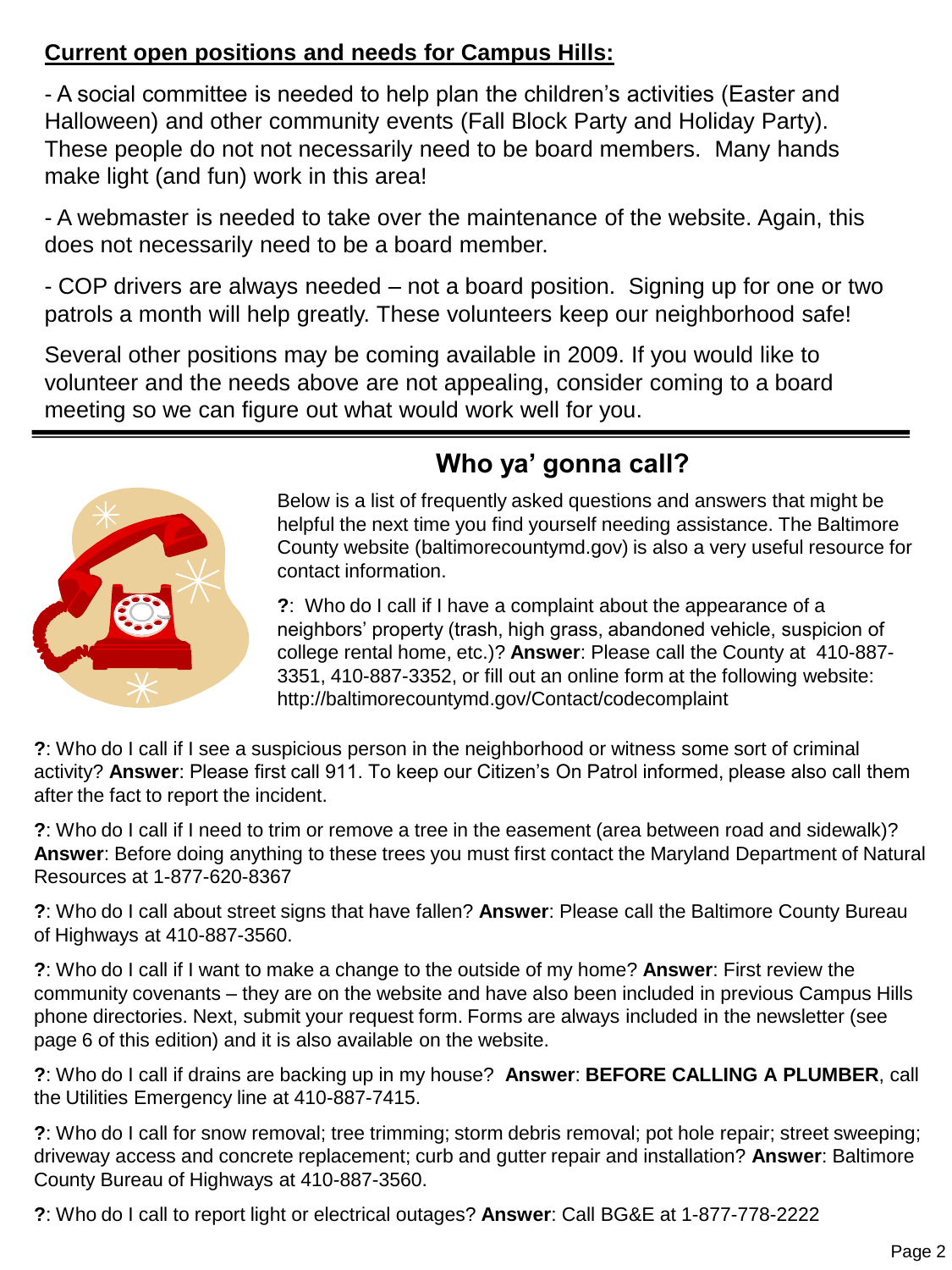**Current open positions and needs for Campus Hills:**

- A social committee is needed to help plan the children's activities (Easter and Halloween) and other community events (Fall Block Party and Holiday Party). These people do not not necessarily need to be board members. Many hands make light (and fun) work in this area!

- A webmaster is needed to take over the maintenance of the website. Again, this does not necessarily need to be a board member.

- COP drivers are always needed – not a board position. Signing up for one or two patrols a month will help greatly. These volunteers keep our neighborhood safe!

Several other positions may be coming available in 2009. If you would like to volunteer and the needs above are not appealing, consider coming to a board meeting so we can figure out what would work well for you.

---

## Who ya' gonna call?

Below is a list of frequently asked questions and answers that might be helpful the next time you find yourself needing assistance. The Baltimore County website (baltimorecountymd.gov) is also a very useful resource for contact information.

**?**: Who do I call if I have a complaint about the appearance of a neighbors' property (trash, high grass, abandoned vehicle, suspicion of college rental home, etc.)? **Answer**: Please call the County at 410-887-3351, 410-887-3352, or fill out an online form at the following website: http://baltimorecountymd.gov/Contact/codecomplaint

**?**: Who do I call if I see a suspicious person in the neighborhood or witness some sort of criminal activity? **Answer**: Please first call 911. To keep our Citizen's On Patrol informed, please also call them after the fact to report the incident.

**?**: Who do I call if I need to trim or remove a tree in the easement (area between road and sidewalk)? **Answer**: Before doing anything to these trees you must first contact the Maryland Department of Natural Resources at 1-877-620-8367

**?**: Who do I call about street signs that have fallen? **Answer**: Please call the Baltimore County Bureau of Highways at 410-887-3560.

**?**: Who do I call if I want to make a change to the outside of my home? **Answer**: First review the community covenants – they are on the website and have also been included in previous Campus Hills phone directories. Next, submit your request form. Forms are always included in the newsletter (see page 6 of this edition) and it is also available on the website.

**?**: Who do I call if drains are backing up in my house? **Answer**: **BEFORE CALLING A PLUMBER**, call the Utilities Emergency line at 410-887-7415.

**?**: Who do I call for snow removal; tree trimming; storm debris removal; pot hole repair; street sweeping; driveway access and concrete replacement; curb and gutter repair and installation? **Answer**: Baltimore County Bureau of Highways at 410-887-3560.

**?**: Who do I call to report light or electrical outages? **Answer**: Call BG&E at 1-877-778-2222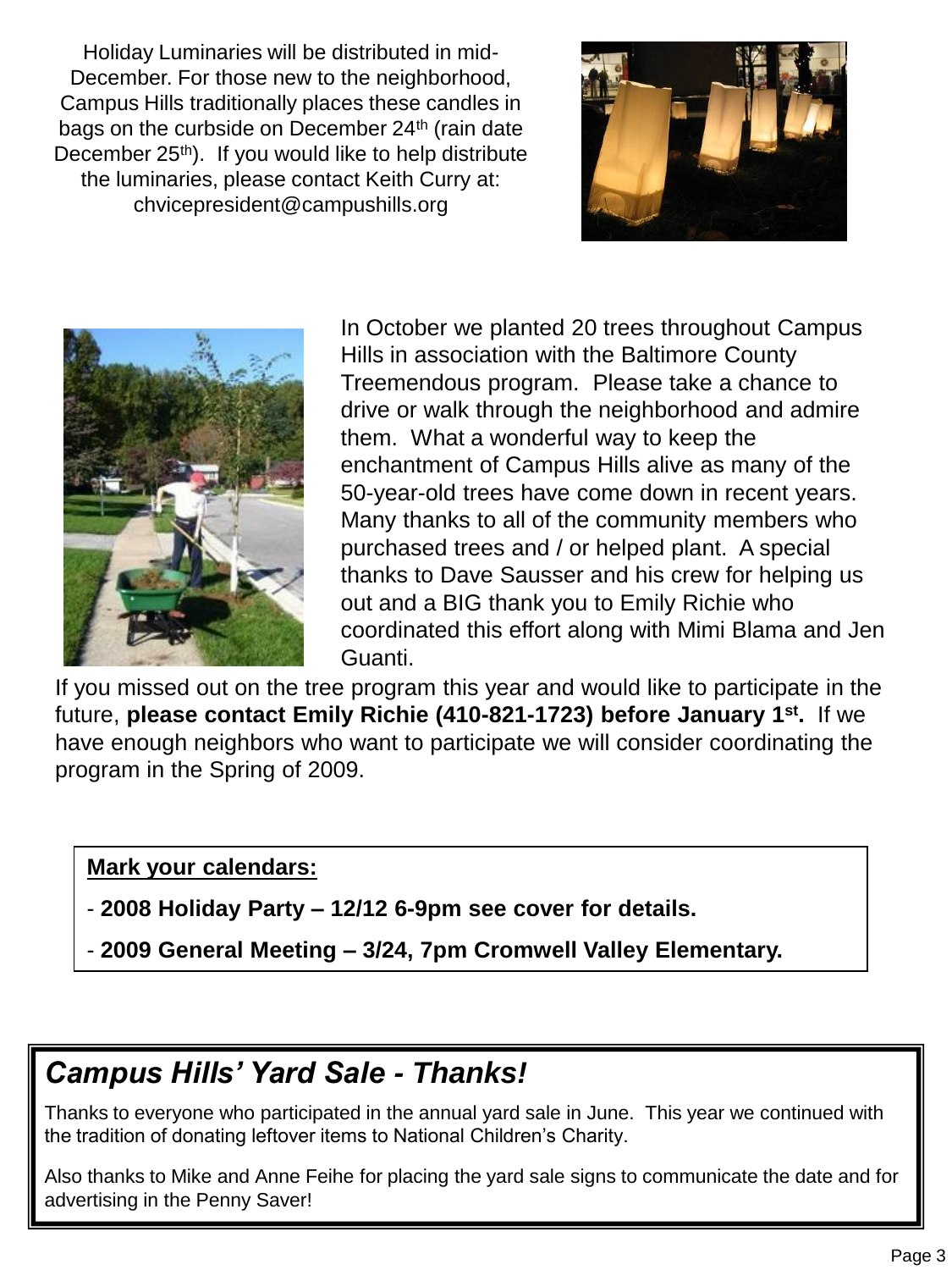Holiday Luminaries will be distributed in mid-December. For those new to the neighborhood, Campus Hills traditionally places these candles in bags on the curbside on December 24th (rain date December 25th). If you would like to help distribute the luminaries, please contact Keith Curry at: chvicepresident@campushills.org

In October we planted 20 trees throughout Campus Hills in association with the Baltimore County Treemendous program. Please take a chance to drive or walk through the neighborhood and admire them. What a wonderful way to keep the enchantment of Campus Hills alive as many of the 50-year-old trees have come down in recent years. Many thanks to all of the community members who purchased trees and / or helped plant. A special thanks to Dave Sausser and his crew for helping us out and a BIG thank you to Emily Richie who coordinated this effort along with Mimi Blama and Jen Guanti.

If you missed out on the tree program this year and would like to participate in the future, **please contact Emily Richie (410-821-1723) before January 1st.** If we have enough neighbors who want to participate we will consider coordinating the program in the Spring of 2009.

**Mark your calendars:**

- **2008 Holiday Party – 12/12 6-9pm see cover for details.**
- **2009 General Meeting – 3/24, 7pm Cromwell Valley Elementary.**

## *Campus Hills' Yard Sale - Thanks!*

Thanks to everyone who participated in the annual yard sale in June. This year we continued with the tradition of donating leftover items to National Children's Charity.

Also thanks to Mike and Anne Feihe for placing the yard sale signs to communicate the date and for advertising in the Penny Saver!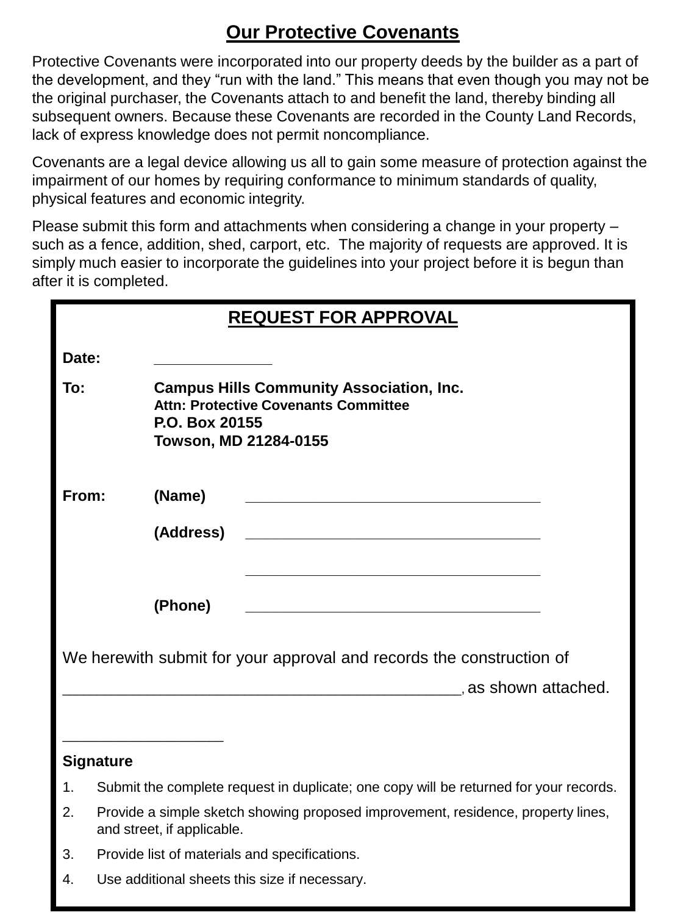## Our Protective Covenants

Protective Covenants were incorporated into our property deeds by the builder as a part of the development, and they "run with the land." This means that even though you may not be the original purchaser, the Covenants attach to and benefit the land, thereby binding all subsequent owners. Because these Covenants are recorded in the County Land Records, lack of express knowledge does not permit noncompliance.

Covenants are a legal device allowing us all to gain some measure of protection against the impairment of our homes by requiring conformance to minimum standards of quality, physical features and economic integrity.

Please submit this form and attachments when considering a change in your property – such as a fence, addition, shed, carport, etc. The majority of requests are approved. It is simply much easier to incorporate the guidelines into your project before it is begun than after it is completed.

### REQUEST FOR APPROVAL

**Date:** ______________

**To:** **Campus Hills Community Association, Inc.**
**Attn: Protective Covenants Committee**
**P.O. Box 20155**
**Towson, MD 21284-0155**

**From:** **(Name)** ____________________________________

**(Address)** ____________________________________

____________________________________

**(Phone)** ____________________________________

We herewith submit for your approval and records the construction of ______________________________________________, as shown attached.

___________________

**Signature**

1. Submit the complete request in duplicate; one copy will be returned for your records.
2. Provide a simple sketch showing proposed improvement, residence, property lines, and street, if applicable.
3. Provide list of materials and specifications.
4. Use additional sheets this size if necessary.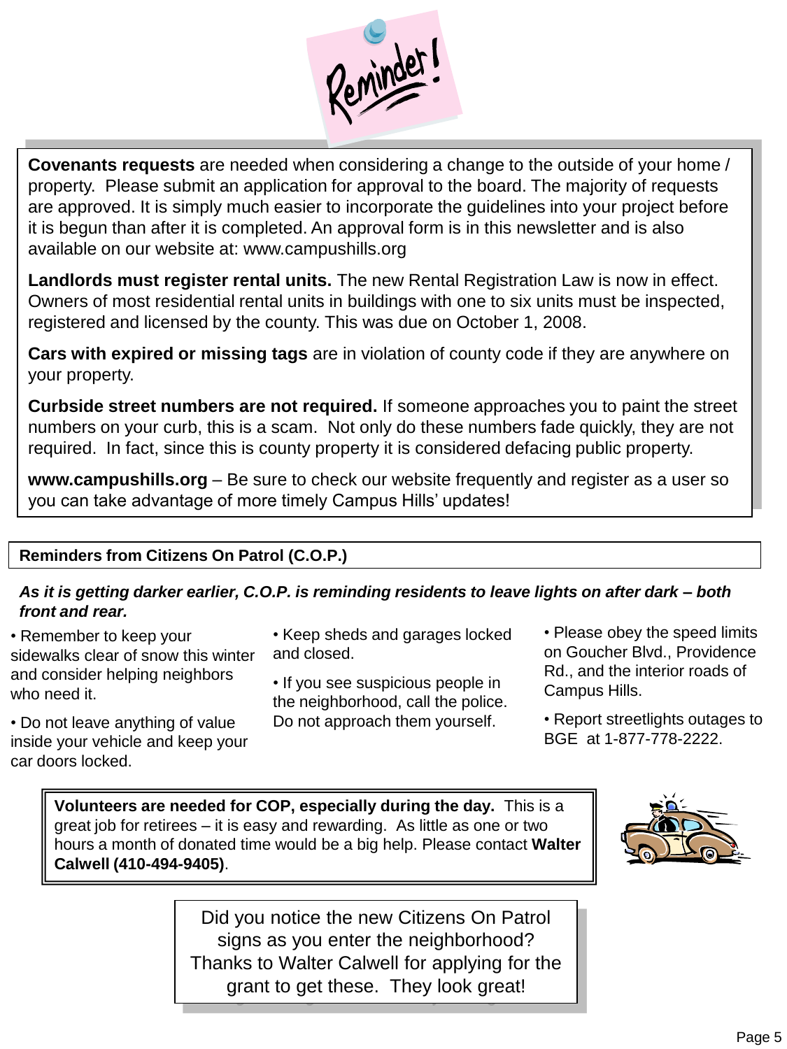# Reminder!

**Covenants requests** are needed when considering a change to the outside of your home / property. Please submit an application for approval to the board. The majority of requests are approved. It is simply much easier to incorporate the guidelines into your project before it is begun than after it is completed. An approval form is in this newsletter and is also available on our website at: www.campushills.org

**Landlords must register rental units.** The new Rental Registration Law is now in effect. Owners of most residential rental units in buildings with one to six units must be inspected, registered and licensed by the county. This was due on October 1, 2008.

**Cars with expired or missing tags** are in violation of county code if they are anywhere on your property.

**Curbside street numbers are not required.** If someone approaches you to paint the street numbers on your curb, this is a scam. Not only do these numbers fade quickly, they are not required. In fact, since this is county property it is considered defacing public property.

**www.campushills.org** – Be sure to check our website frequently and register as a user so you can take advantage of more timely Campus Hills' updates!

## Reminders from Citizens On Patrol (C.O.P.)

***As it is getting darker earlier, C.O.P. is reminding residents to leave lights on after dark – both front and rear.***

- Remember to keep your sidewalks clear of snow this winter and consider helping neighbors who need it.
- Do not leave anything of value inside your vehicle and keep your car doors locked.
- Keep sheds and garages locked and closed.
- If you see suspicious people in the neighborhood, call the police. Do not approach them yourself.
- Please obey the speed limits on Goucher Blvd., Providence Rd., and the interior roads of Campus Hills.
- Report streetlights outages to BGE at 1-877-778-2222.

**Volunteers are needed for COP, especially during the day.** This is a great job for retirees – it is easy and rewarding. As little as one or two hours a month of donated time would be a big help. Please contact **Walter Calwell (410-494-9405)**.

Did you notice the new Citizens On Patrol signs as you enter the neighborhood? Thanks to Walter Calwell for applying for the grant to get these. They look great!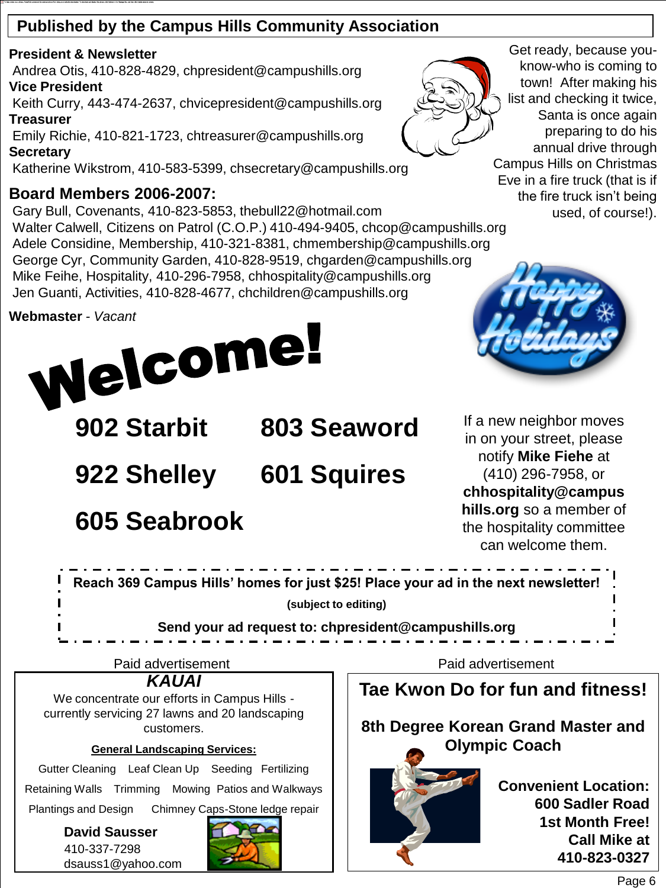## Published by the Campus Hills Community Association

**President & Newsletter**
Andrea Otis, 410-828-4829, chpresident@campushills.org
**Vice President**
Keith Curry, 443-474-2637, chvicepresident@campushills.org
**Treasurer**
Emily Richie, 410-821-1723, chtreasurer@campushills.org
**Secretary**
Katherine Wikstrom, 410-583-5399, chsecretary@campushills.org

### Board Members 2006-2007:

Gary Bull, Covenants, 410-823-5853, thebull22@hotmail.com
Walter Calwell, Citizens on Patrol (C.O.P.) 410-494-9405, chcop@campushills.org
Adele Considine, Membership, 410-321-8381, chmembership@campushills.org
George Cyr, Community Garden, 410-828-9519, chgarden@campushills.org
Mike Feihe, Hospitality, 410-296-7958, chhospitality@campushills.org
Jen Guanti, Activities, 410-828-4677, chchildren@campushills.org

**Webmaster** - *Vacant*

Get ready, because you-know-who is coming to town! After making his list and checking it twice, Santa is once again preparing to do his annual drive through Campus Hills on Christmas Eve in a fire truck (that is if the fire truck isn't being used, of course!).

Happy Holidays

# Welcome!

**902 Starbit**
**803 Seaword**
**922 Shelley**
**601 Squires**
**605 Seabrook**

If a new neighbor moves in on your street, please notify **Mike Fiehe** at (410) 296-7958, or **chhospitality@campushills.org** so a member of the hospitality committee can welcome them.

**Reach 369 Campus Hills' homes for just $25! Place your ad in the next newsletter!**

**(subject to editing)**

**Send your ad request to: chpresident@campushills.org**

---

Paid advertisement

### *KAUAI*

We concentrate our efforts in Campus Hills - currently servicing 27 lawns and 20 landscaping customers.

**General Landscaping Services:**

Gutter Cleaning Leaf Clean Up Seeding Fertilizing
Retaining Walls Trimming Mowing Patios and Walkways
Plantings and Design Chimney Caps-Stone ledge repair

**David Sausser**
410-337-7298
dsauss1@yahoo.com

---

Paid advertisement

### Tae Kwon Do for fun and fitness!

**8th Degree Korean Grand Master and Olympic Coach**

**Convenient Location:**
**600 Sadler Road**
**1st Month Free!**
**Call Mike at**
**410-823-0327**